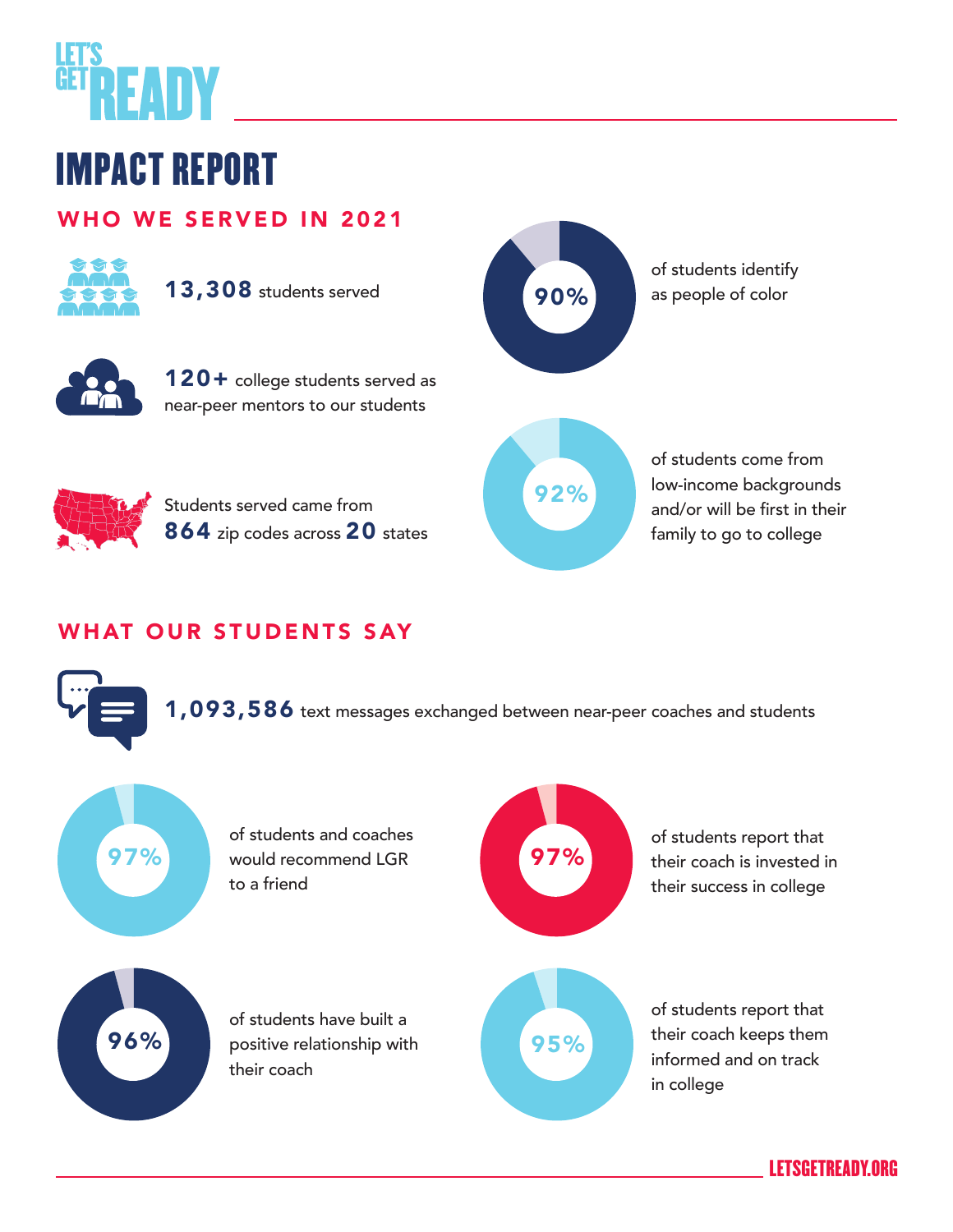# LET'S GET READY

# IMPACT REPORT

## WHO WE SERVED IN 2021

**13,308** students served

**120+** college students served as near-peer mentors to our students

Students served came from **864** zip codes across **20** states

**90%** of students identify as people of color

**92%** of students come from low-income backgrounds and/or will be first in their family to go to college

## WHAT OUR STUDENTS SAY

**1,093,586** text messages exchanged between near-peer coaches and students

**97%** of students and coaches would recommend LGR to a friend

**97%** of students report that their coach is invested in their success in college

**96%** of students have built a positive relationship with their coach

**95%** of students report that their coach keeps them informed and on track in college

LETSGETREADY.ORG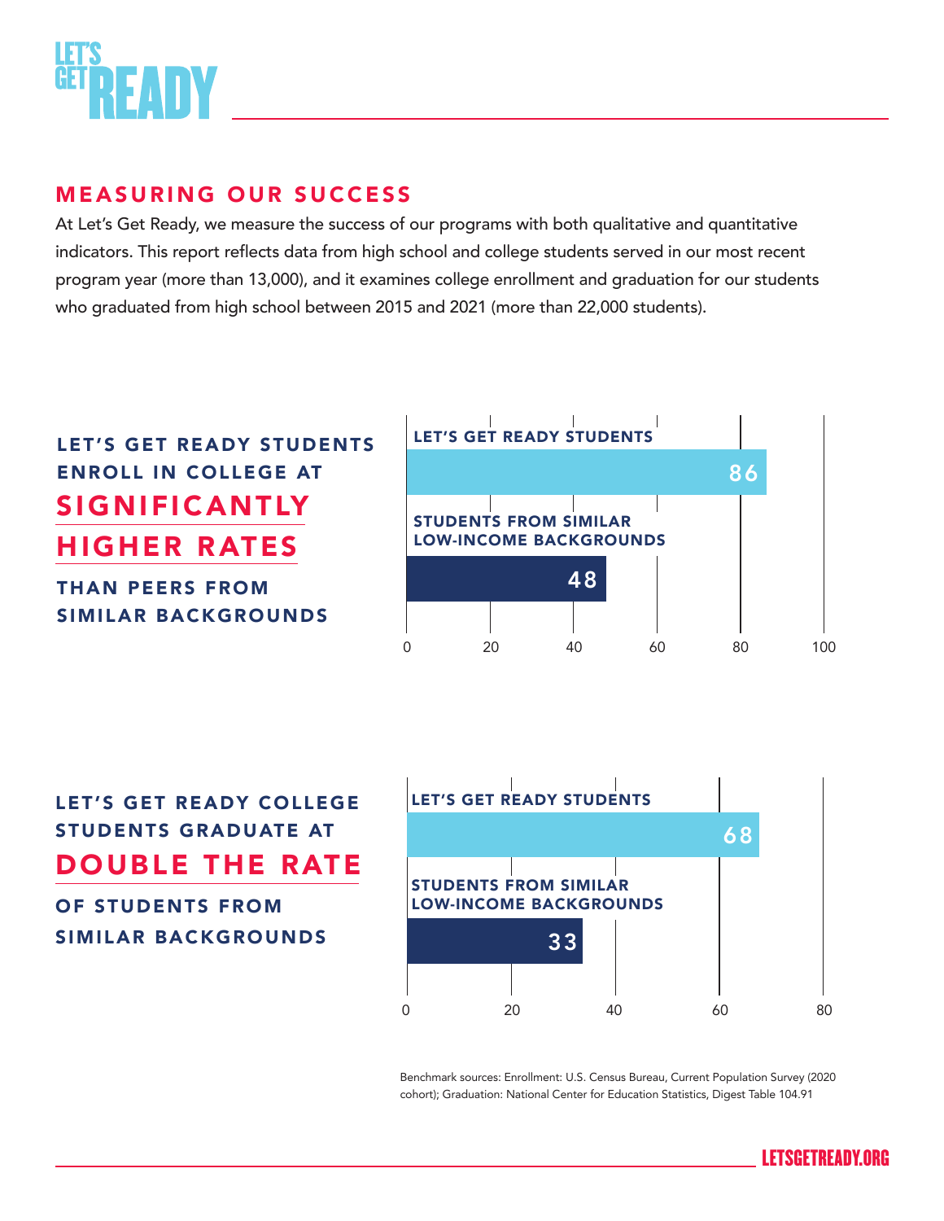LET'S GET READY

## MEASURING OUR SUCCESS

At Let's Get Ready, we measure the success of our programs with both qualitative and quantitative indicators. This report reflects data from high school and college students served in our most recent program year (more than 13,000), and it examines college enrollment and graduation for our students who graduated from high school between 2015 and 2021 (more than 22,000 students).

### LET'S GET READY STUDENTS ENROLL IN COLLEGE AT SIGNIFICANTLY HIGHER RATES THAN PEERS FROM SIMILAR BACKGROUNDS

LET'S GET READY STUDENTS
86
STUDENTS FROM SIMILAR LOW-INCOME BACKGROUNDS
48
0 20 40 60 80 100

### LET'S GET READY COLLEGE STUDENTS GRADUATE AT DOUBLE THE RATE OF STUDENTS FROM SIMILAR BACKGROUNDS

LET'S GET READY STUDENTS
68
STUDENTS FROM SIMILAR LOW-INCOME BACKGROUNDS
33
0 20 40 60 80

Benchmark sources: Enrollment: U.S. Census Bureau, Current Population Survey (2020 cohort); Graduation: National Center for Education Statistics, Digest Table 104.91

LETSGETREADY.ORG